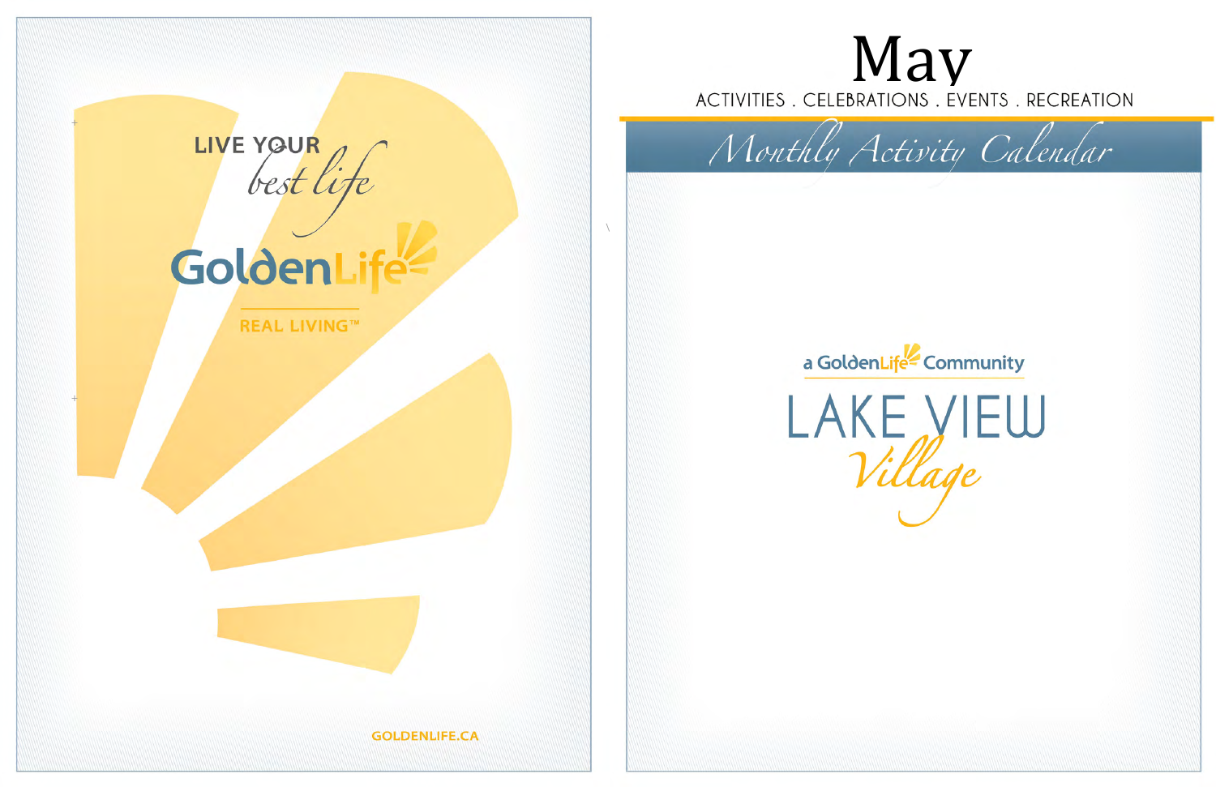LIVE YOUR *best life*

GoldenLife

REAL LIVING™

GOLDENLIFE.CA

# May

ACTIVITIES . CELEBRATIONS . EVENTS . RECREATION

## *Monthly Activity Calendar*

a GoldenLife Community

# LAKE VIEW *Village*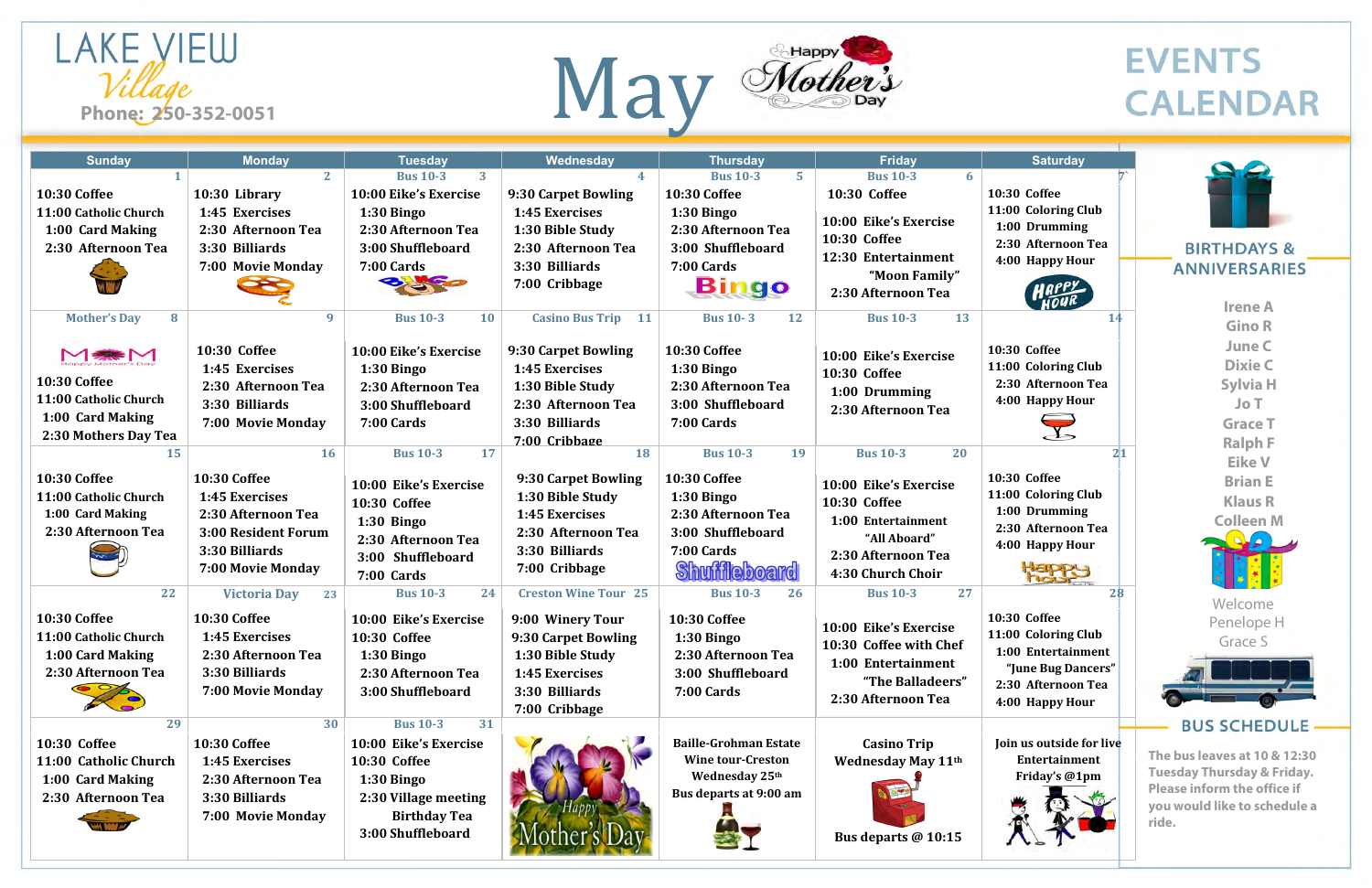# LAKE VIEW Village

Phone: 250-352-0051

# May

Happy Mother's Day

# EVENTS CALENDAR

| Sunday | Monday | Tuesday | Wednesday | Thursday | Friday | Saturday |
|---|---|---|---|---|---|---|
| 1<br>10:30 Coffee<br>11:00 Catholic Church<br>1:00 Card Making<br>2:30 Afternoon Tea | 2<br>10:30 Library<br>1:45 Exercises<br>2:30 Afternoon Tea<br>3:30 Billiards<br>7:00 Movie Monday | Bus 10-3 3<br>10:00 Eike's Exercise<br>1:30 Bingo<br>2:30 Afternoon Tea<br>3:00 Shuffleboard<br>7:00 Cards | 4<br>9:30 Carpet Bowling<br>1:45 Exercises<br>1:30 Bible Study<br>2:30 Afternoon Tea<br>3:30 Billiards<br>7:00 Cribbage | Bus 10-3 5<br>10:30 Coffee<br>1:30 Bingo<br>2:30 Afternoon Tea<br>3:00 Shuffleboard<br>7:00 Cards<br>Bingo | Bus 10-3 6<br>10:30 Coffee<br>10:00 Eike's Exercise<br>10:30 Coffee<br>12:30 Entertainment "Moon Family"<br>2:30 Afternoon Tea | 7<br>10:30 Coffee<br>11:00 Coloring Club<br>1:00 Drumming<br>2:30 Afternoon Tea<br>4:00 Happy Hour |
| Mother's Day 8<br>10:30 Coffee<br>11:00 Catholic Church<br>1:00 Card Making<br>2:30 Mothers Day Tea | 9<br>10:30 Coffee<br>1:45 Exercises<br>2:30 Afternoon Tea<br>3:30 Billiards<br>7:00 Movie Monday | Bus 10-3 10<br>10:00 Eike's Exercise<br>1:30 Bingo<br>2:30 Afternoon Tea<br>3:00 Shuffleboard<br>7:00 Cards | Casino Bus Trip 11<br>9:30 Carpet Bowling<br>1:45 Exercises<br>1:30 Bible Study<br>2:30 Afternoon Tea<br>3:30 Billiards<br>7:00 Cribbage | Bus 10-3 12<br>10:30 Coffee<br>1:30 Bingo<br>2:30 Afternoon Tea<br>3:00 Shuffleboard<br>7:00 Cards | Bus 10-3 13<br>10:00 Eike's Exercise<br>10:30 Coffee<br>1:00 Drumming<br>2:30 Afternoon Tea | 14<br>10:30 Coffee<br>11:00 Coloring Club<br>2:30 Afternoon Tea<br>4:00 Happy Hour |
| 15<br>10:30 Coffee<br>11:00 Catholic Church<br>1:00 Card Making<br>2:30 Afternoon Tea | 16<br>10:30 Coffee<br>1:45 Exercises<br>2:30 Afternoon Tea<br>3:00 Resident Forum<br>3:30 Billiards<br>7:00 Movie Monday | Bus 10-3 17<br>10:00 Eike's Exercise<br>10:30 Coffee<br>1:30 Bingo<br>2:30 Afternoon Tea<br>3:00 Shuffleboard<br>7:00 Cards | 18<br>9:30 Carpet Bowling<br>1:30 Bible Study<br>1:45 Exercises<br>2:30 Afternoon Tea<br>3:30 Billiards<br>7:00 Cribbage | Bus 10-3 19<br>10:30 Coffee<br>1:30 Bingo<br>2:30 Afternoon Tea<br>3:00 Shuffleboard<br>7:00 Cards<br>Shuffleboard | Bus 10-3 20<br>10:00 Eike's Exercise<br>10:30 Coffee<br>1:00 Entertainment "All Aboard"<br>2:30 Afternoon Tea<br>4:30 Church Choir | 21<br>10:30 Coffee<br>11:00 Coloring Club<br>1:00 Drumming<br>2:30 Afternoon Tea<br>4:00 Happy Hour |
| 22<br>10:30 Coffee<br>11:00 Catholic Church<br>1:00 Card Making<br>2:30 Afternoon Tea | Victoria Day 23<br>10:30 Coffee<br>1:45 Exercises<br>2:30 Afternoon Tea<br>3:30 Billiards<br>7:00 Movie Monday | Bus 10-3 24<br>10:00 Eike's Exercise<br>10:30 Coffee<br>1:30 Bingo<br>2:30 Afternoon Tea<br>3:00 Shuffleboard | Creston Wine Tour 25<br>9:00 Winery Tour<br>9:30 Carpet Bowling<br>1:30 Bible Study<br>1:45 Exercises<br>3:30 Billiards<br>7:00 Cribbage | Bus 10-3 26<br>10:30 Coffee<br>1:30 Bingo<br>2:30 Afternoon Tea<br>3:00 Shuffleboard<br>7:00 Cards | Bus 10-3 27<br>10:00 Eike's Exercise<br>10:30 Coffee with Chef<br>1:00 Entertainment "The Balladeers"<br>2:30 Afternoon Tea | 28<br>10:30 Coffee<br>11:00 Coloring Club<br>1:00 Entertainment "June Bug Dancers"<br>2:30 Afternoon Tea<br>4:00 Happy Hour |
| 29<br>10:30 Coffee<br>11:00 Catholic Church<br>1:00 Card Making<br>2:30 Afternoon Tea | 30<br>10:30 Coffee<br>1:45 Exercises<br>2:30 Afternoon Tea<br>3:30 Billiards<br>7:00 Movie Monday | Bus 10-3 31<br>10:00 Eike's Exercise<br>10:30 Coffee<br>1:30 Bingo<br>2:30 Village meeting Birthday Tea<br>3:00 Shuffleboard | Happy Mother's Day | Baille-Grohman Estate Wine tour-Creston<br>Wednesday May 25th<br>Bus departs at 9:00 am | Casino Trip<br>Wednesday May 11th<br>Bus departs @ 10:15 | Join us outside for live Entertainment<br>Friday's @1pm |

## BIRTHDAYS & ANNIVERSARIES

Irene A
Gino R
June C
Dixie C
Sylvia H
Jo T
Grace T
Ralph F
Eike V
Brian E
Klaus R
Colleen M

Welcome
Penelope H
Grace S

## BUS SCHEDULE

The bus leaves at 10 & 12:30 Tuesday Thursday & Friday. Please inform the office if you would like to schedule a ride.